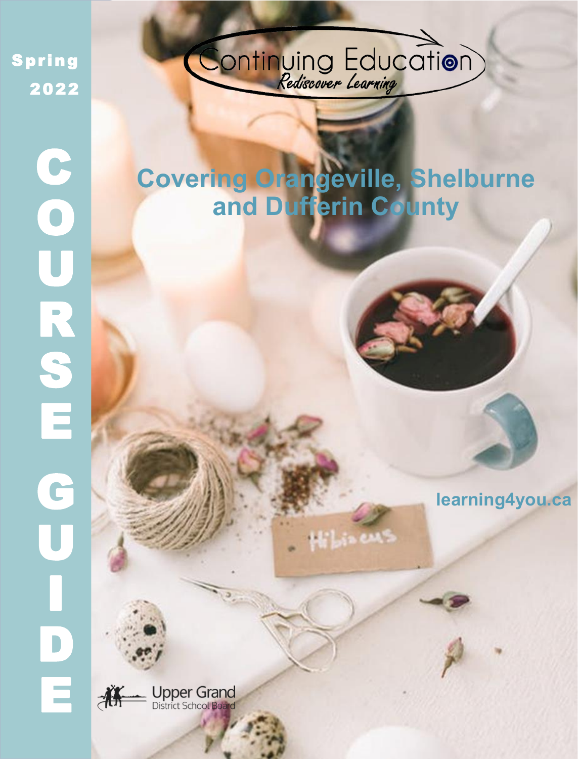Spring 2022

# COURSE GUIDE

Continuing Education
*Rediscover Learning*

## Covering Orangeville, Shelburne and Dufferin County

learning4you.ca

Upper Grand District School Board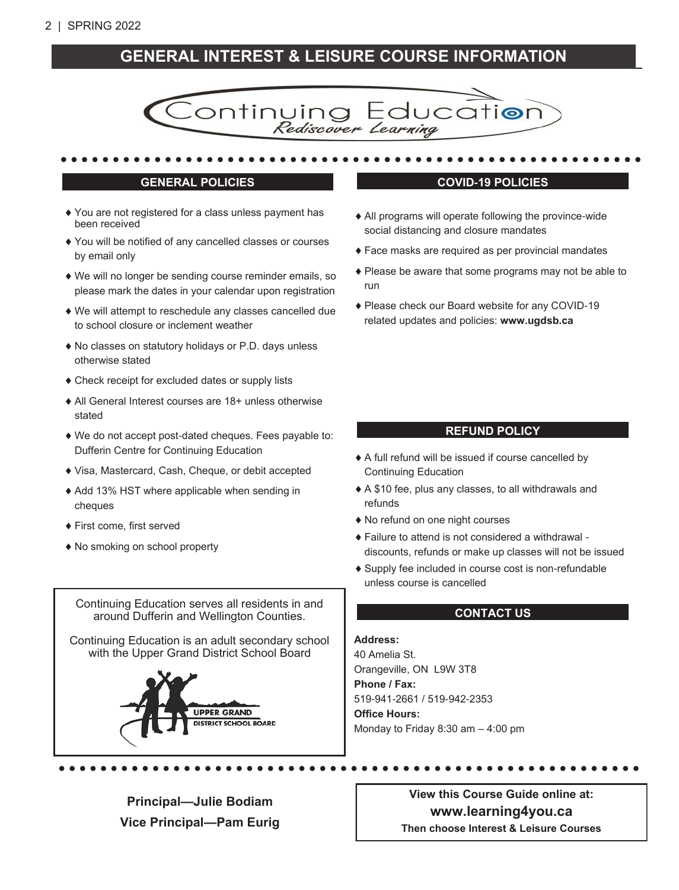# GENERAL INTEREST & LEISURE COURSE INFORMATION

Continuing Education
*Rediscover Learning*

## GENERAL POLICIES

- You are not registered for a class unless payment has been received
- You will be notified of any cancelled classes or courses by email only
- We will no longer be sending course reminder emails, so please mark the dates in your calendar upon registration
- We will attempt to reschedule any classes cancelled due to school closure or inclement weather
- No classes on statutory holidays or P.D. days unless otherwise stated
- Check receipt for excluded dates or supply lists
- All General Interest courses are 18+ unless otherwise stated
- We do not accept post-dated cheques. Fees payable to: Dufferin Centre for Continuing Education
- Visa, Mastercard, Cash, Cheque, or debit accepted
- Add 13% HST where applicable when sending in cheques
- First come, first served
- No smoking on school property

Continuing Education serves all residents in and around Dufferin and Wellington Counties.

Continuing Education is an adult secondary school with the Upper Grand District School Board

UPPER GRAND DISTRICT SCHOOL BOARD

## COVID-19 POLICIES

- All programs will operate following the province-wide social distancing and closure mandates
- Face masks are required as per provincial mandates
- Please be aware that some programs may not be able to run
- Please check our Board website for any COVID-19 related updates and policies: **www.ugdsb.ca**

## REFUND POLICY

- A full refund will be issued if course cancelled by Continuing Education
- A $10 fee, plus any classes, to all withdrawals and refunds
- No refund on one night courses
- Failure to attend is not considered a withdrawal - discounts, refunds or make up classes will not be issued
- Supply fee included in course cost is non-refundable unless course is cancelled

## CONTACT US

**Address:**
40 Amelia St.
Orangeville, ON L9W 3T8

**Phone / Fax:**
519-941-2661 / 519-942-2353

**Office Hours:**
Monday to Friday 8:30 am – 4:00 pm

**Principal—Julie Bodiam**
**Vice Principal—Pam Eurig**

**View this Course Guide online at:**
**www.learning4you.ca**
**Then choose Interest & Leisure Courses**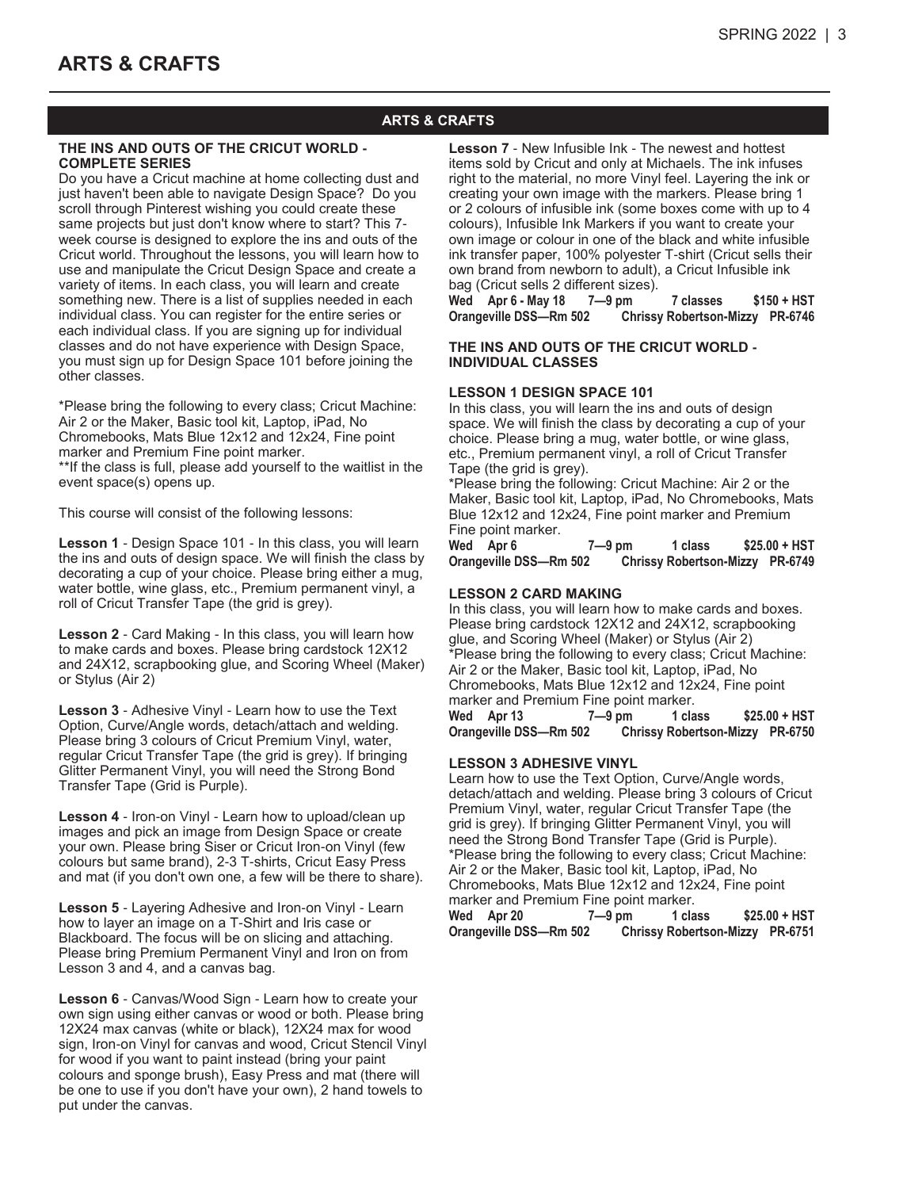# ARTS & CRAFTS

## ARTS & CRAFTS

### THE INS AND OUTS OF THE CRICUT WORLD - COMPLETE SERIES

Do you have a Cricut machine at home collecting dust and just haven't been able to navigate Design Space? Do you scroll through Pinterest wishing you could create these same projects but just don't know where to start? This 7-week course is designed to explore the ins and outs of the Cricut world. Throughout the lessons, you will learn how to use and manipulate the Cricut Design Space and create a variety of items. In each class, you will learn and create something new. There is a list of supplies needed in each individual class. You can register for the entire series or each individual class. If you are signing up for individual classes and do not have experience with Design Space, you must sign up for Design Space 101 before joining the other classes.

*Please bring the following to every class; Cricut Machine: Air 2 or the Maker, Basic tool kit, Laptop, iPad, No Chromebooks, Mats Blue 12x12 and 12x24, Fine point marker and Premium Fine point marker.
**If the class is full, please add yourself to the waitlist in the event space(s) opens up.

This course will consist of the following lessons:

**Lesson 1** - Design Space 101 - In this class, you will learn the ins and outs of design space. We will finish the class by decorating a cup of your choice. Please bring either a mug, water bottle, wine glass, etc., Premium permanent vinyl, a roll of Cricut Transfer Tape (the grid is grey).

**Lesson 2** - Card Making - In this class, you will learn how to make cards and boxes. Please bring cardstock 12X12 and 24X12, scrapbooking glue, and Scoring Wheel (Maker) or Stylus (Air 2)

**Lesson 3** - Adhesive Vinyl - Learn how to use the Text Option, Curve/Angle words, detach/attach and welding. Please bring 3 colours of Cricut Premium Vinyl, water, regular Cricut Transfer Tape (the grid is grey). If bringing Glitter Permanent Vinyl, you will need the Strong Bond Transfer Tape (Grid is Purple).

**Lesson 4** - Iron-on Vinyl - Learn how to upload/clean up images and pick an image from Design Space or create your own. Please bring Siser or Cricut Iron-on Vinyl (few colours but same brand), 2-3 T-shirts, Cricut Easy Press and mat (if you don't own one, a few will be there to share).

**Lesson 5** - Layering Adhesive and Iron-on Vinyl - Learn how to layer an image on a T-Shirt and Iris case or Blackboard. The focus will be on slicing and attaching. Please bring Premium Permanent Vinyl and Iron on from Lesson 3 and 4, and a canvas bag.

**Lesson 6** - Canvas/Wood Sign - Learn how to create your own sign using either canvas or wood or both. Please bring 12X24 max canvas (white or black), 12X24 max for wood sign, Iron-on Vinyl for canvas and wood, Cricut Stencil Vinyl for wood if you want to paint instead (bring your paint colours and sponge brush), Easy Press and mat (there will be one to use if you don't have your own), 2 hand towels to put under the canvas.

**Lesson 7** - New Infusible Ink - The newest and hottest items sold by Cricut and only at Michaels. The ink infuses right to the material, no more Vinyl feel. Layering the ink or creating your own image with the markers. Please bring 1 or 2 colours of infusible ink (some boxes come with up to 4 colours), Infusible Ink Markers if you want to create your own image or colour in one of the black and white infusible ink transfer paper, 100% polyester T-shirt (Cricut sells their own brand from newborn to adult), a Cricut Infusible ink bag (Cricut sells 2 different sizes).

**Wed Apr 6 - May 18 7—9 pm 7 classes $150 + HST**
**Orangeville DSS—Rm 502 Chrissy Robertson-Mizzy PR-6746**

### THE INS AND OUTS OF THE CRICUT WORLD - INDIVIDUAL CLASSES

#### LESSON 1 DESIGN SPACE 101

In this class, you will learn the ins and outs of design space. We will finish the class by decorating a cup of your choice. Please bring a mug, water bottle, or wine glass, etc., Premium permanent vinyl, a roll of Cricut Transfer Tape (the grid is grey).
*Please bring the following: Cricut Machine: Air 2 or the Maker, Basic tool kit, Laptop, iPad, No Chromebooks, Mats Blue 12x12 and 12x24, Fine point marker and Premium Fine point marker.

**Wed Apr 6 7—9 pm 1 class $25.00 + HST**
**Orangeville DSS—Rm 502 Chrissy Robertson-Mizzy PR-6749**

#### LESSON 2 CARD MAKING

In this class, you will learn how to make cards and boxes. Please bring cardstock 12X12 and 24X12, scrapbooking glue, and Scoring Wheel (Maker) or Stylus (Air 2)
*Please bring the following to every class; Cricut Machine: Air 2 or the Maker, Basic tool kit, Laptop, iPad, No Chromebooks, Mats Blue 12x12 and 12x24, Fine point marker and Premium Fine point marker.

**Wed Apr 13 7—9 pm 1 class $25.00 + HST**
**Orangeville DSS—Rm 502 Chrissy Robertson-Mizzy PR-6750**

#### LESSON 3 ADHESIVE VINYL

Learn how to use the Text Option, Curve/Angle words, detach/attach and welding. Please bring 3 colours of Cricut Premium Vinyl, water, regular Cricut Transfer Tape (the grid is grey). If bringing Glitter Permanent Vinyl, you will need the Strong Bond Transfer Tape (Grid is Purple).
*Please bring the following to every class; Cricut Machine: Air 2 or the Maker, Basic tool kit, Laptop, iPad, No Chromebooks, Mats Blue 12x12 and 12x24, Fine point marker and Premium Fine point marker.

**Wed Apr 20 7—9 pm 1 class $25.00 + HST**
**Orangeville DSS—Rm 502 Chrissy Robertson-Mizzy PR-6751**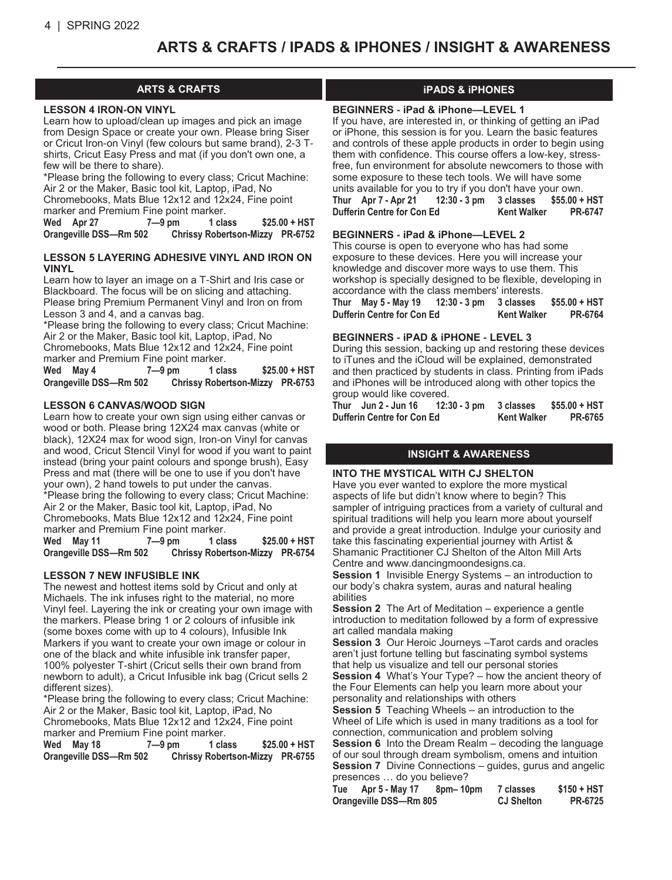# ARTS & CRAFTS / IPADS & IPHONES / INSIGHT & AWARENESS

## ARTS & CRAFTS

### LESSON 4 IRON-ON VINYL

Learn how to upload/clean up images and pick an image from Design Space or create your own. Please bring Siser or Cricut Iron-on Vinyl (few colours but same brand), 2-3 T-shirts, Cricut Easy Press and mat (if you don't own one, a few will be there to share).

*Please bring the following to every class; Cricut Machine: Air 2 or the Maker, Basic tool kit, Laptop, iPad, No Chromebooks, Mats Blue 12x12 and 12x24, Fine point marker and Premium Fine point marker.

**Wed Apr 27 — 7—9 pm — 1 class — $25.00 + HST**
**Orangeville DSS—Rm 502 — Chrissy Robertson-Mizzy — PR-6752**

### LESSON 5 LAYERING ADHESIVE VINYL AND IRON ON VINYL

Learn how to layer an image on a T-Shirt and Iris case or Blackboard. The focus will be on slicing and attaching. Please bring Premium Permanent Vinyl and Iron on from Lesson 3 and 4, and a canvas bag.

*Please bring the following to every class; Cricut Machine: Air 2 or the Maker, Basic tool kit, Laptop, iPad, No Chromebooks, Mats Blue 12x12 and 12x24, Fine point marker and Premium Fine point marker.

**Wed May 4 — 7—9 pm — 1 class — $25.00 + HST**
**Orangeville DSS—Rm 502 — Chrissy Robertson-Mizzy — PR-6753**

### LESSON 6 CANVAS/WOOD SIGN

Learn how to create your own sign using either canvas or wood or both. Please bring 12X24 max canvas (white or black), 12X24 max for wood sign, Iron-on Vinyl for canvas and wood, Cricut Stencil Vinyl for wood if you want to paint instead (bring your paint colours and sponge brush), Easy Press and mat (there will be one to use if you don't have your own), 2 hand towels to put under the canvas.

*Please bring the following to every class; Cricut Machine: Air 2 or the Maker, Basic tool kit, Laptop, iPad, No Chromebooks, Mats Blue 12x12 and 12x24, Fine point marker and Premium Fine point marker.

**Wed May 11 — 7—9 pm — 1 class — $25.00 + HST**
**Orangeville DSS—Rm 502 — Chrissy Robertson-Mizzy — PR-6754**

### LESSON 7 NEW INFUSIBLE INK

The newest and hottest items sold by Cricut and only at Michaels. The ink infuses right to the material, no more Vinyl feel. Layering the ink or creating your own image with the markers. Please bring 1 or 2 colours of infusible ink (some boxes come with up to 4 colours), Infusible Ink Markers if you want to create your own image or colour in one of the black and white infusible ink transfer paper, 100% polyester T-shirt (Cricut sells their own brand from newborn to adult), a Cricut Infusible ink bag (Cricut sells 2 different sizes).

*Please bring the following to every class; Cricut Machine: Air 2 or the Maker, Basic tool kit, Laptop, iPad, No Chromebooks, Mats Blue 12x12 and 12x24, Fine point marker and Premium Fine point marker.

**Wed May 18 — 7—9 pm — 1 class — $25.00 + HST**
**Orangeville DSS—Rm 502 — Chrissy Robertson-Mizzy — PR-6755**

## iPADS & iPHONES

### BEGINNERS - iPad & iPhone—LEVEL 1

If you have, are interested in, or thinking of getting an iPad or iPhone, this session is for you. Learn the basic features and controls of these apple products in order to begin using them with confidence. This course offers a low-key, stress-free, fun environment for absolute newcomers to those with some exposure to these tech tools. We will have some units available for you to try if you don't have your own.

**Thur Apr 7 - Apr 21 — 12:30 - 3 pm — 3 classes — $55.00 + HST**
**Dufferin Centre for Con Ed — Kent Walker — PR-6747**

### BEGINNERS - iPad & iPhone—LEVEL 2

This course is open to everyone who has had some exposure to these devices. Here you will increase your knowledge and discover more ways to use them. This workshop is specially designed to be flexible, developing in accordance with the class members' interests.

**Thur May 5 - May 19 — 12:30 - 3 pm — 3 classes — $55.00 + HST**
**Dufferin Centre for Con Ed — Kent Walker — PR-6764**

### BEGINNERS - iPAD & iPHONE - LEVEL 3

During this session, backing up and restoring these devices to iTunes and the iCloud will be explained, demonstrated and then practiced by students in class. Printing from iPads and iPhones will be introduced along with other topics the group would like covered.

**Thur Jun 2 - Jun 16 — 12:30 - 3 pm — 3 classes — $55.00 + HST**
**Dufferin Centre for Con Ed — Kent Walker — PR-6765**

## INSIGHT & AWARENESS

### INTO THE MYSTICAL WITH CJ SHELTON

Have you ever wanted to explore the more mystical aspects of life but didn't know where to begin? This sampler of intriguing practices from a variety of cultural and spiritual traditions will help you learn more about yourself and provide a great introduction. Indulge your curiosity and take this fascinating experiential journey with Artist & Shamanic Practitioner CJ Shelton of the Alton Mill Arts Centre and www.dancingmoondesigns.ca.

**Session 1** Invisible Energy Systems – an introduction to our body's chakra system, auras and natural healing abilities

**Session 2** The Art of Meditation – experience a gentle introduction to meditation followed by a form of expressive art called mandala making

**Session 3** Our Heroic Journeys –Tarot cards and oracles aren't just fortune telling but fascinating symbol systems that help us visualize and tell our personal stories

**Session 4** What's Your Type? – how the ancient theory of the Four Elements can help you learn more about your personality and relationships with others

**Session 5** Teaching Wheels – an introduction to the Wheel of Life which is used in many traditions as a tool for connection, communication and problem solving

**Session 6** Into the Dream Realm – decoding the language of our soul through dream symbolism, omens and intuition

**Session 7** Divine Connections – guides, gurus and angelic presences … do you believe?

**Tue Apr 5 - May 17 — 8pm– 10pm — 7 classes — $150 + HST**
**Orangeville DSS—Rm 805 — CJ Shelton — PR-6725**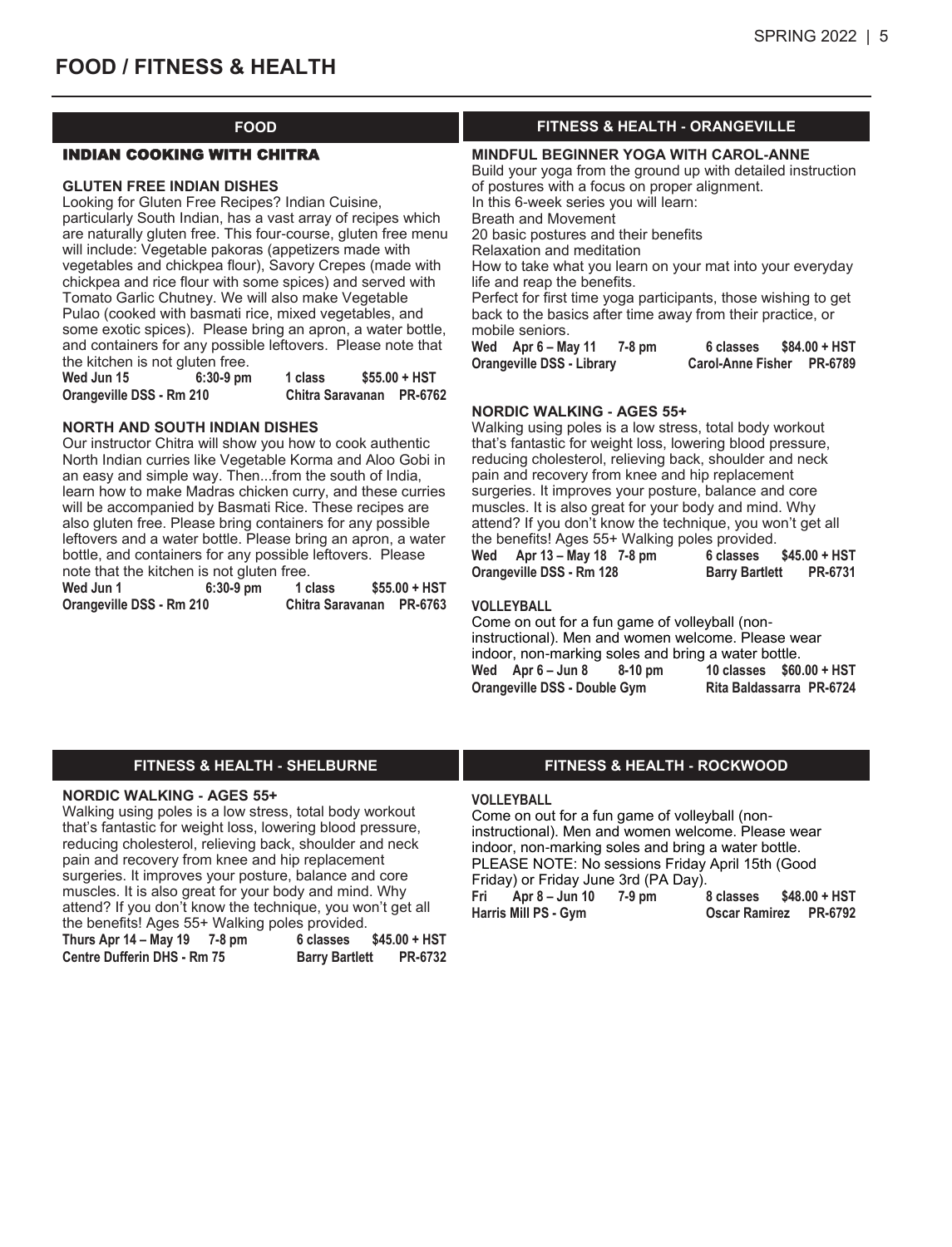# FOOD / FITNESS & HEALTH

## FOOD

### INDIAN COOKING WITH CHITRA

**GLUTEN FREE INDIAN DISHES**

Looking for Gluten Free Recipes? Indian Cuisine, particularly South Indian, has a vast array of recipes which are naturally gluten free. This four-course, gluten free menu will include: Vegetable pakoras (appetizers made with vegetables and chickpea flour), Savory Crepes (made with chickpea and rice flour with some spices) and served with Tomato Garlic Chutney. We will also make Vegetable Pulao (cooked with basmati rice, mixed vegetables, and some exotic spices). Please bring an apron, a water bottle, and containers for any possible leftovers. Please note that the kitchen is not gluten free.

**Wed Jun 15 6:30-9 pm 1 class $55.00 + HST**
**Orangeville DSS - Rm 210 Chitra Saravanan PR-6762**

**NORTH AND SOUTH INDIAN DISHES**

Our instructor Chitra will show you how to cook authentic North Indian curries like Vegetable Korma and Aloo Gobi in an easy and simple way. Then...from the south of India, learn how to make Madras chicken curry, and these curries will be accompanied by Basmati Rice. These recipes are also gluten free. Please bring containers for any possible leftovers and a water bottle. Please bring an apron, a water bottle, and containers for any possible leftovers. Please note that the kitchen is not gluten free.

**Wed Jun 1 6:30-9 pm 1 class $55.00 + HST**
**Orangeville DSS - Rm 210 Chitra Saravanan PR-6763**

## FITNESS & HEALTH - ORANGEVILLE

**MINDFUL BEGINNER YOGA WITH CAROL-ANNE**

Build your yoga from the ground up with detailed instruction of postures with a focus on proper alignment.
In this 6-week series you will learn:
Breath and Movement
20 basic postures and their benefits
Relaxation and meditation
How to take what you learn on your mat into your everyday life and reap the benefits.
Perfect for first time yoga participants, those wishing to get back to the basics after time away from their practice, or mobile seniors.

**Wed Apr 6 – May 11 7-8 pm 6 classes $84.00 + HST**
**Orangeville DSS - Library Carol-Anne Fisher PR-6789**

**NORDIC WALKING - AGES 55+**

Walking using poles is a low stress, total body workout that's fantastic for weight loss, lowering blood pressure, reducing cholesterol, relieving back, shoulder and neck pain and recovery from knee and hip replacement surgeries. It improves your posture, balance and core muscles. It is also great for your body and mind. Why attend? If you don't know the technique, you won't get all the benefits! Ages 55+ Walking poles provided.

**Wed Apr 13 – May 18 7-8 pm 6 classes $45.00 + HST**
**Orangeville DSS - Rm 128 Barry Bartlett PR-6731**

**VOLLEYBALL**

Come on out for a fun game of volleyball (non-instructional). Men and women welcome. Please wear indoor, non-marking soles and bring a water bottle.

**Wed Apr 6 – Jun 8 8-10 pm 10 classes $60.00 + HST**
**Orangeville DSS - Double Gym Rita Baldassarra PR-6724**

## FITNESS & HEALTH - SHELBURNE

**NORDIC WALKING - AGES 55+**

Walking using poles is a low stress, total body workout that's fantastic for weight loss, lowering blood pressure, reducing cholesterol, relieving back, shoulder and neck pain and recovery from knee and hip replacement surgeries. It improves your posture, balance and core muscles. It is also great for your body and mind. Why attend? If you don't know the technique, you won't get all the benefits! Ages 55+ Walking poles provided.

**Thurs Apr 14 – May 19 7-8 pm 6 classes $45.00 + HST**
**Centre Dufferin DHS - Rm 75 Barry Bartlett PR-6732**

## FITNESS & HEALTH - ROCKWOOD

**VOLLEYBALL**

Come on out for a fun game of volleyball (non-instructional). Men and women welcome. Please wear indoor, non-marking soles and bring a water bottle. PLEASE NOTE: No sessions Friday April 15th (Good Friday) or Friday June 3rd (PA Day).

**Fri Apr 8 – Jun 10 7-9 pm 8 classes $48.00 + HST**
**Harris Mill PS - Gym Oscar Ramirez PR-6792**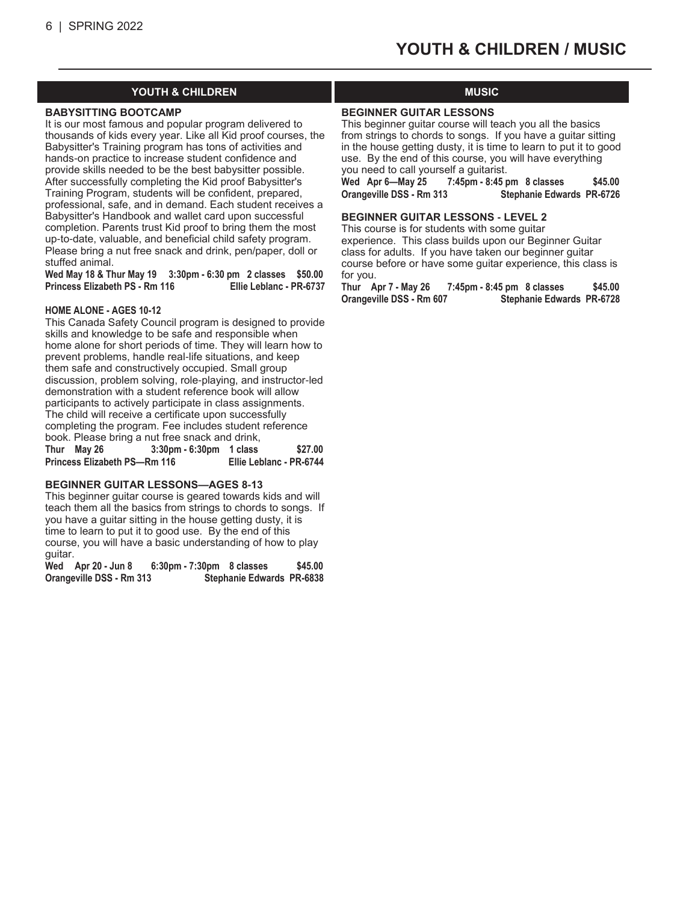# YOUTH & CHILDREN / MUSIC

## YOUTH & CHILDREN

### BABYSITTING BOOTCAMP

It is our most famous and popular program delivered to thousands of kids every year. Like all Kid proof courses, the Babysitter's Training program has tons of activities and hands-on practice to increase student confidence and provide skills needed to be the best babysitter possible. After successfully completing the Kid proof Babysitter's Training Program, students will be confident, prepared, professional, safe, and in demand. Each student receives a Babysitter's Handbook and wallet card upon successful completion. Parents trust Kid proof to bring them the most up-to-date, valuable, and beneficial child safety program. Please bring a nut free snack and drink, pen/paper, doll or stuffed animal.

**Wed May 18 & Thur May 19 3:30pm - 6:30 pm 2 classes $50.00**
**Princess Elizabeth PS - Rm 116 Ellie Leblanc - PR-6737**

### HOME ALONE - AGES 10-12

This Canada Safety Council program is designed to provide skills and knowledge to be safe and responsible when home alone for short periods of time. They will learn how to prevent problems, handle real-life situations, and keep them safe and constructively occupied. Small group discussion, problem solving, role-playing, and instructor-led demonstration with a student reference book will allow participants to actively participate in class assignments. The child will receive a certificate upon successfully completing the program. Fee includes student reference book. Please bring a nut free snack and drink,

**Thur May 26 3:30pm - 6:30pm 1 class $27.00**
**Princess Elizabeth PS—Rm 116 Ellie Leblanc - PR-6744**

### BEGINNER GUITAR LESSONS—AGES 8-13

This beginner guitar course is geared towards kids and will teach them all the basics from strings to chords to songs. If you have a guitar sitting in the house getting dusty, it is time to learn to put it to good use. By the end of this course, you will have a basic understanding of how to play guitar.

**Wed Apr 20 - Jun 8 6:30pm - 7:30pm 8 classes $45.00**
**Orangeville DSS - Rm 313 Stephanie Edwards PR-6838**

## MUSIC

### BEGINNER GUITAR LESSONS

This beginner guitar course will teach you all the basics from strings to chords to songs. If you have a guitar sitting in the house getting dusty, it is time to learn to put it to good use. By the end of this course, you will have everything you need to call yourself a guitarist.

**Wed Apr 6—May 25 7:45pm - 8:45 pm 8 classes $45.00**
**Orangeville DSS - Rm 313 Stephanie Edwards PR-6726**

### BEGINNER GUITAR LESSONS - LEVEL 2

This course is for students with some guitar experience. This class builds upon our Beginner Guitar class for adults. If you have taken our beginner guitar course before or have some guitar experience, this class is for you.

**Thur Apr 7 - May 26 7:45pm - 8:45 pm 8 classes $45.00**
**Orangeville DSS - Rm 607 Stephanie Edwards PR-6728**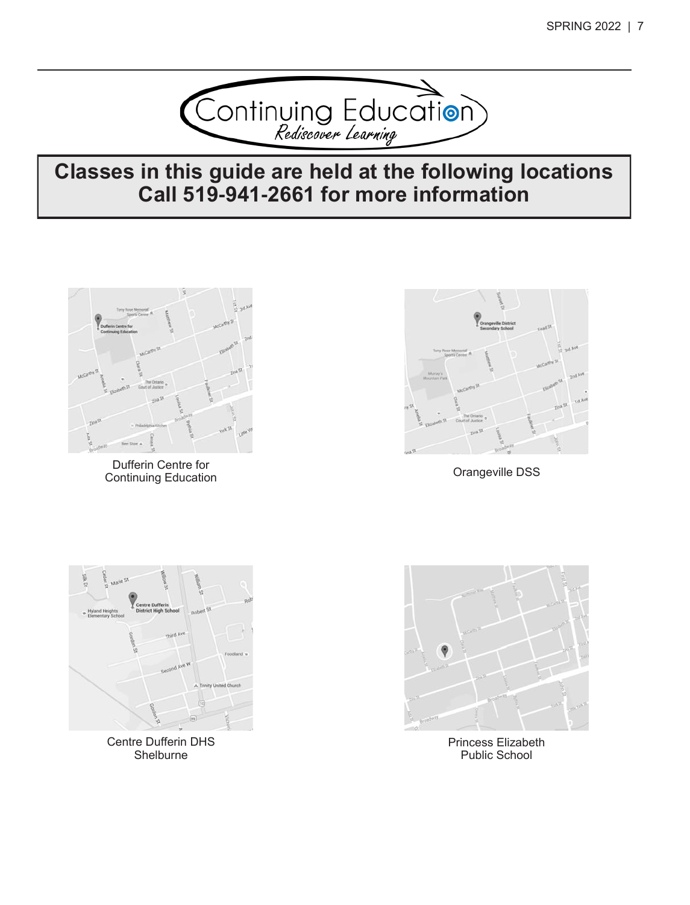Continuing Education

*Rediscover Learning*

## Classes in this guide are held at the following locations
## Call 519-941-2661 for more information

Dufferin Centre for Continuing Education

Orangeville DSS

Centre Dufferin DHS Shelburne

Princess Elizabeth Public School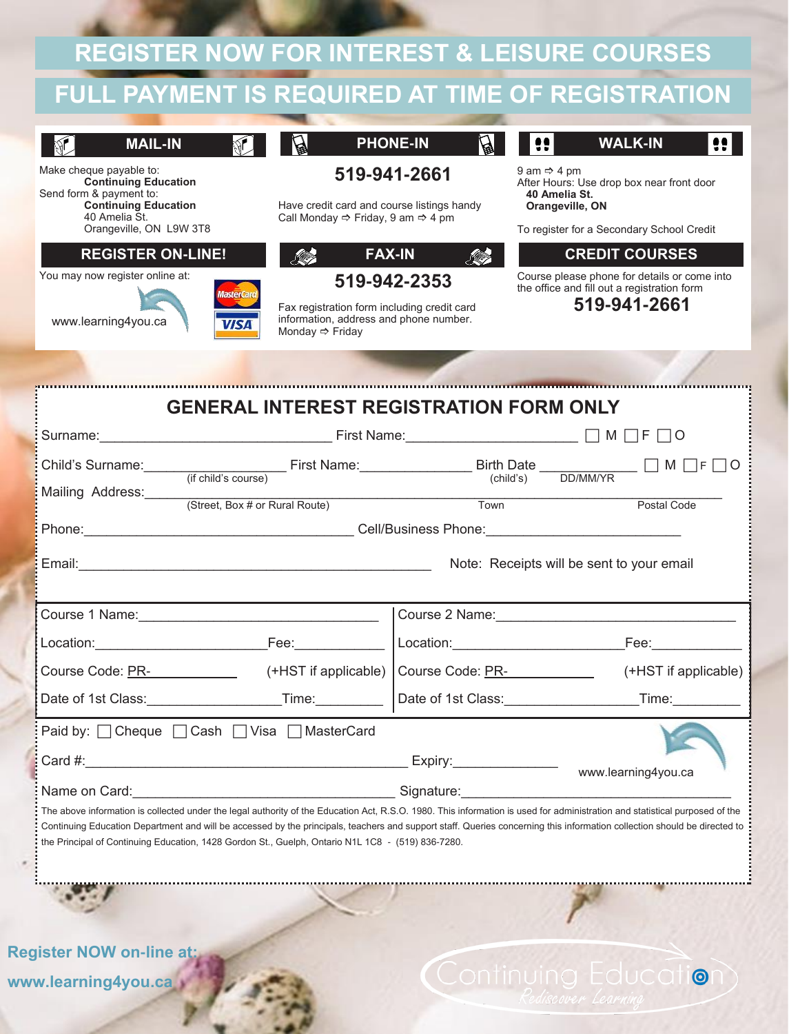# REGISTER NOW FOR INTEREST & LEISURE COURSES

# FULL PAYMENT IS REQUIRED AT TIME OF REGISTRATION

### MAIL-IN

Make cheque payable to:
**Continuing Education**
Send form & payment to:
**Continuing Education**
40 Amelia St.
Orangeville, ON L9W 3T8

### PHONE-IN

**519-941-2661**

Have credit card and course listings handy
Call Monday ⇨ Friday, 9 am ⇨ 4 pm

### WALK-IN

9 am ⇨ 4 pm
After Hours: Use drop box near front door
**40 Amelia St.**
**Orangeville, ON**

To register for a Secondary School Credit

### REGISTER ON-LINE!

You may now register online at:

www.learning4you.ca

MasterCard VISA

### FAX-IN

**519-942-2353**

Fax registration form including credit card information, address and phone number.
Monday ⇨ Friday

### CREDIT COURSES

Course please phone for details or come into the office and fill out a registration form

**519-941-2661**

## GENERAL INTEREST REGISTRATION FORM ONLY

Surname:______________________________ First Name:______________________ ☐ M ☐ F ☐ O

Child's Surname:__________________ (if child's course) First Name:______________ Birth Date (child's) ____________ DD/MM/YR ☐ M ☐ F ☐ O

Mailing Address:______________________________________________________________
(Street, Box # or Rural Route) Town Postal Code

Phone:___________________________________ Cell/Business Phone:_________________________

Email:_____________________________________________ Note: Receipts will be sent to your email

| | |
|---|---|
| Course 1 Name:______________________________ | Course 2 Name:______________________________ |
| Location:______________________ Fee:____________ | Location:______________________ Fee:____________ |
| Course Code: PR-____________ (+HST if applicable) | Course Code: PR-____________ (+HST if applicable) |
| Date of 1st Class:_________________ Time:_________ | Date of 1st Class:_________________ Time:_________ |

Paid by: ☐ Cheque ☐ Cash ☐ Visa ☐ MasterCard

Card #:___________________________________________ Expiry:_____________

www.learning4you.ca

Name on Card:___________________________________ Signature:_________________________________

The above information is collected under the legal authority of the Education Act, R.S.O. 1980. This information is used for administration and statistical purposed of the Continuing Education Department and will be accessed by the principals, teachers and support staff. Queries concerning this information collection should be directed to the Principal of Continuing Education, 1428 Gordon St., Guelph, Ontario N1L 1C8 - (519) 836-7280.

**Register NOW on-line at:**
**www.learning4you.ca**

Continuing Education
*Rediscover Learning*